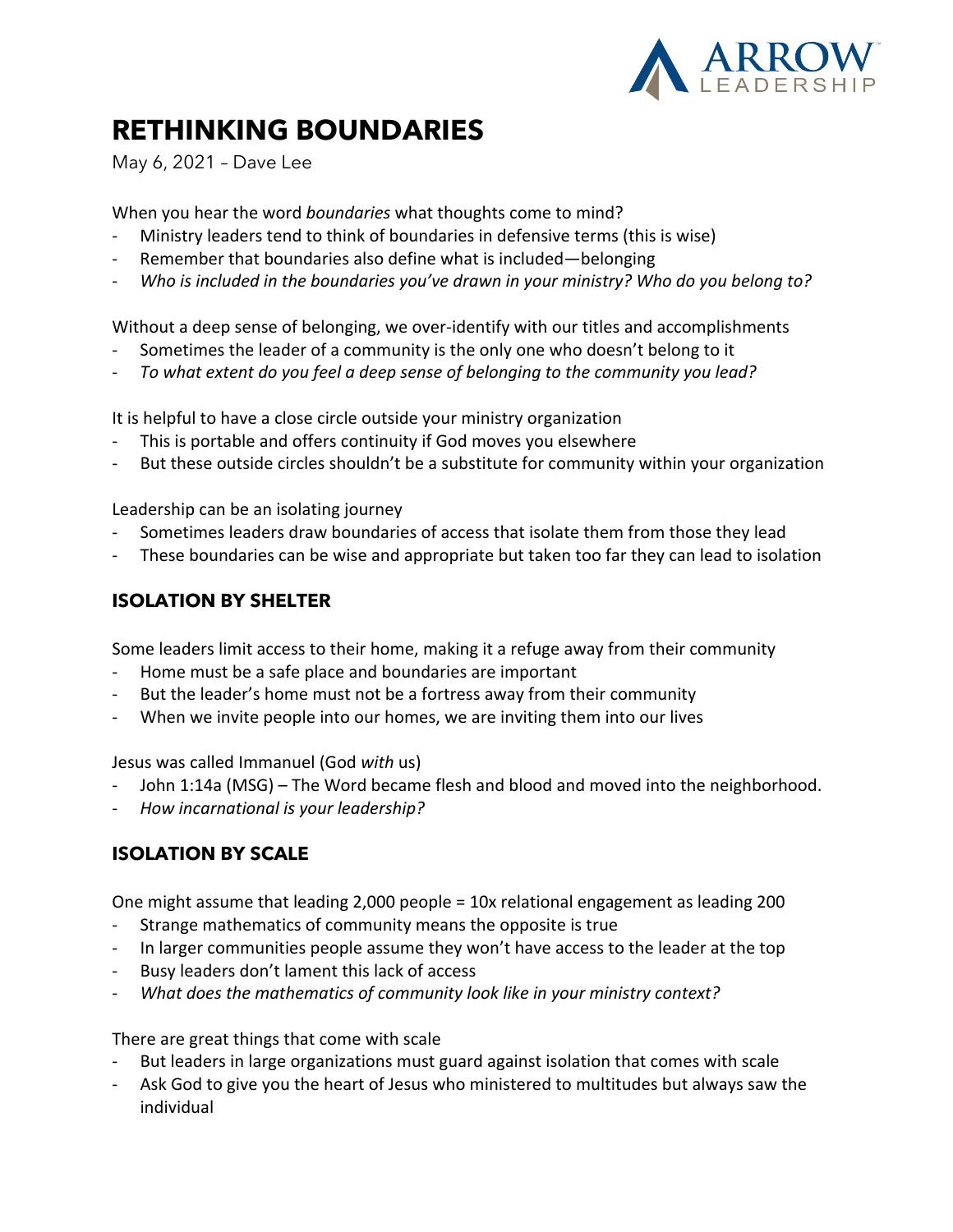# RETHINKING BOUNDARIES

May 6, 2021 – Dave Lee

When you hear the word *boundaries* what thoughts come to mind?

- Ministry leaders tend to think of boundaries in defensive terms (this is wise)
- Remember that boundaries also define what is included—belonging
- *Who is included in the boundaries you've drawn in your ministry? Who do you belong to?*

Without a deep sense of belonging, we over-identify with our titles and accomplishments

- Sometimes the leader of a community is the only one who doesn't belong to it
- *To what extent do you feel a deep sense of belonging to the community you lead?*

It is helpful to have a close circle outside your ministry organization

- This is portable and offers continuity if God moves you elsewhere
- But these outside circles shouldn't be a substitute for community within your organization

Leadership can be an isolating journey

- Sometimes leaders draw boundaries of access that isolate them from those they lead
- These boundaries can be wise and appropriate but taken too far they can lead to isolation

## ISOLATION BY SHELTER

Some leaders limit access to their home, making it a refuge away from their community

- Home must be a safe place and boundaries are important
- But the leader's home must not be a fortress away from their community
- When we invite people into our homes, we are inviting them into our lives

Jesus was called Immanuel (God *with* us)

- John 1:14a (MSG) – The Word became flesh and blood and moved into the neighborhood.
- *How incarnational is your leadership?*

## ISOLATION BY SCALE

One might assume that leading 2,000 people = 10x relational engagement as leading 200

- Strange mathematics of community means the opposite is true
- In larger communities people assume they won't have access to the leader at the top
- Busy leaders don't lament this lack of access
- *What does the mathematics of community look like in your ministry context?*

There are great things that come with scale

- But leaders in large organizations must guard against isolation that comes with scale
- Ask God to give you the heart of Jesus who ministered to multitudes but always saw the individual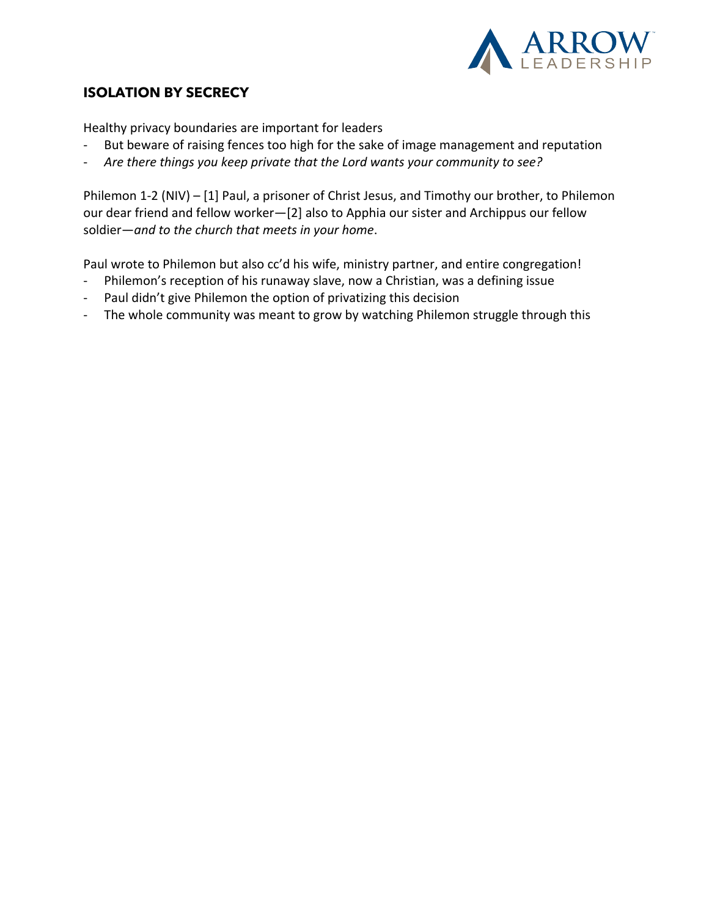## ISOLATION BY SECRECY

Healthy privacy boundaries are important for leaders

- But beware of raising fences too high for the sake of image management and reputation
- *Are there things you keep private that the Lord wants your community to see?*

Philemon 1-2 (NIV) – [1] Paul, a prisoner of Christ Jesus, and Timothy our brother, to Philemon our dear friend and fellow worker—[2] also to Apphia our sister and Archippus our fellow soldier—*and to the church that meets in your home*.

Paul wrote to Philemon but also cc'd his wife, ministry partner, and entire congregation!

- Philemon's reception of his runaway slave, now a Christian, was a defining issue
- Paul didn't give Philemon the option of privatizing this decision
- The whole community was meant to grow by watching Philemon struggle through this